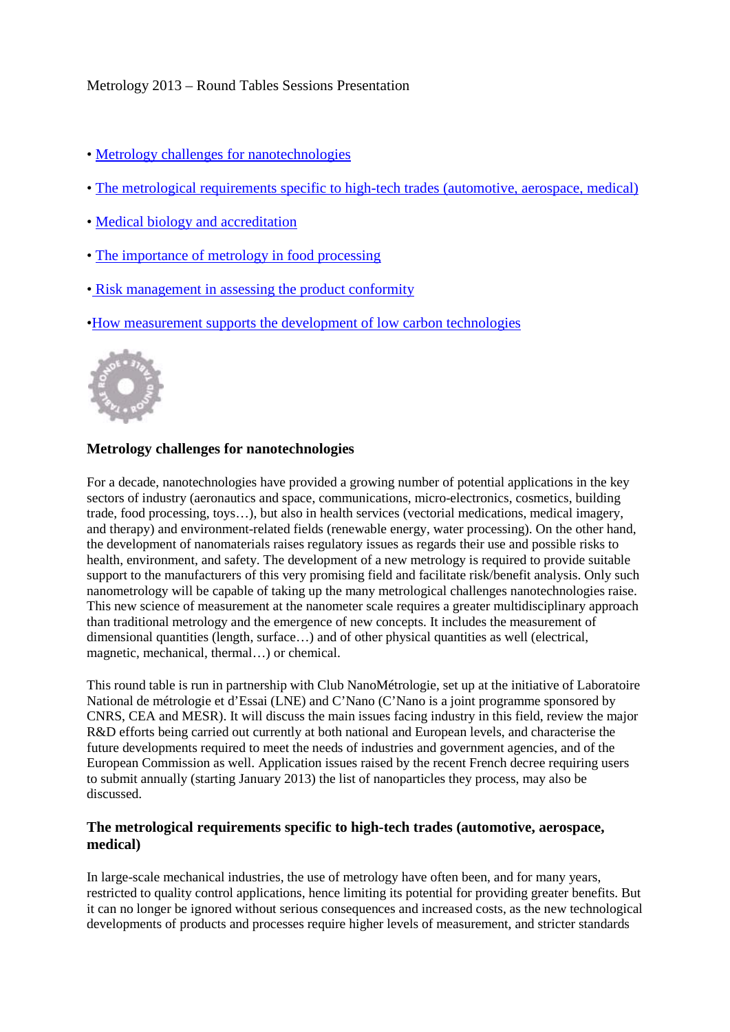Metrology 2013 – Round Tables Sessions Presentation

- Metrology challenges for nanotechnologies
- The metrological requirements specific to high-tech trades (automotive, aerospace, medical)
- Medical biology and accreditation
- The importance of metrology in food processing
- Risk management in assessing the product conformity
- How measurement supports the development of low carbon technologies

### Metrology challenges for nanotechnologies

For a decade, nanotechnologies have provided a growing number of potential applications in the key sectors of industry (aeronautics and space, communications, micro-electronics, cosmetics, building trade, food processing, toys…), but also in health services (vectorial medications, medical imagery, and therapy) and environment-related fields (renewable energy, water processing). On the other hand, the development of nanomaterials raises regulatory issues as regards their use and possible risks to health, environment, and safety. The development of a new metrology is required to provide suitable support to the manufacturers of this very promising field and facilitate risk/benefit analysis. Only such nanometrology will be capable of taking up the many metrological challenges nanotechnologies raise. This new science of measurement at the nanometer scale requires a greater multidisciplinary approach than traditional metrology and the emergence of new concepts. It includes the measurement of dimensional quantities (length, surface…) and of other physical quantities as well (electrical, magnetic, mechanical, thermal…) or chemical.

This round table is run in partnership with Club NanoMétrologie, set up at the initiative of Laboratoire National de métrologie et d'Essai (LNE) and C'Nano (C'Nano is a joint programme sponsored by CNRS, CEA and MESR). It will discuss the main issues facing industry in this field, review the major R&D efforts being carried out currently at both national and European levels, and characterise the future developments required to meet the needs of industries and government agencies, and of the European Commission as well. Application issues raised by the recent French decree requiring users to submit annually (starting January 2013) the list of nanoparticles they process, may also be discussed.

### The metrological requirements specific to high-tech trades (automotive, aerospace, medical)

In large-scale mechanical industries, the use of metrology have often been, and for many years, restricted to quality control applications, hence limiting its potential for providing greater benefits. But it can no longer be ignored without serious consequences and increased costs, as the new technological developments of products and processes require higher levels of measurement, and stricter standards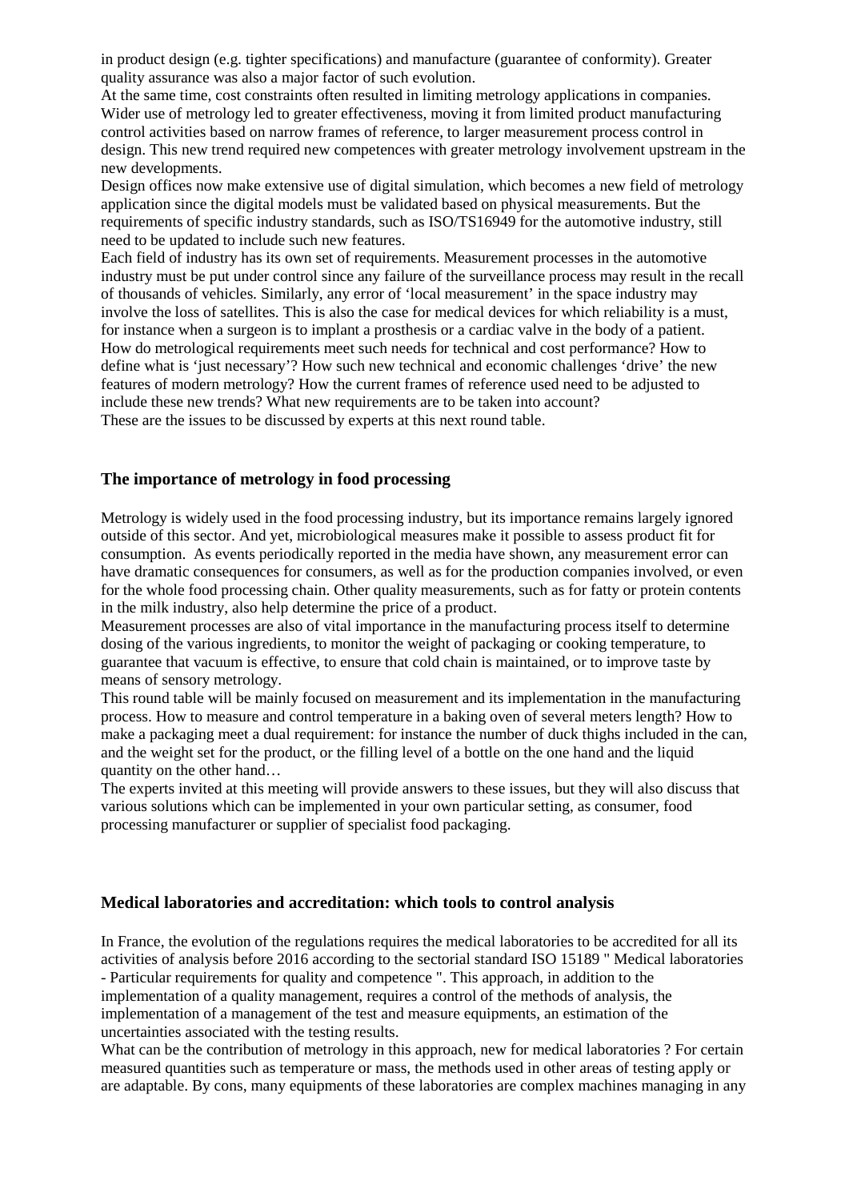in product design (e.g. tighter specifications) and manufacture (guarantee of conformity). Greater quality assurance was also a major factor of such evolution.

At the same time, cost constraints often resulted in limiting metrology applications in companies. Wider use of metrology led to greater effectiveness, moving it from limited product manufacturing control activities based on narrow frames of reference, to larger measurement process control in design. This new trend required new competences with greater metrology involvement upstream in the new developments.

Design offices now make extensive use of digital simulation, which becomes a new field of metrology application since the digital models must be validated based on physical measurements. But the requirements of specific industry standards, such as ISO/TS16949 for the automotive industry, still need to be updated to include such new features.

Each field of industry has its own set of requirements. Measurement processes in the automotive industry must be put under control since any failure of the surveillance process may result in the recall of thousands of vehicles. Similarly, any error of 'local measurement' in the space industry may involve the loss of satellites. This is also the case for medical devices for which reliability is a must, for instance when a surgeon is to implant a prosthesis or a cardiac valve in the body of a patient.

How do metrological requirements meet such needs for technical and cost performance? How to define what is 'just necessary'? How such new technical and economic challenges 'drive' the new features of modern metrology? How the current frames of reference used need to be adjusted to include these new trends? What new requirements are to be taken into account?

These are the issues to be discussed by experts at this next round table.

## The importance of metrology in food processing

Metrology is widely used in the food processing industry, but its importance remains largely ignored outside of this sector. And yet, microbiological measures make it possible to assess product fit for consumption. As events periodically reported in the media have shown, any measurement error can have dramatic consequences for consumers, as well as for the production companies involved, or even for the whole food processing chain. Other quality measurements, such as for fatty or protein contents in the milk industry, also help determine the price of a product.

Measurement processes are also of vital importance in the manufacturing process itself to determine dosing of the various ingredients, to monitor the weight of packaging or cooking temperature, to guarantee that vacuum is effective, to ensure that cold chain is maintained, or to improve taste by means of sensory metrology.

This round table will be mainly focused on measurement and its implementation in the manufacturing process. How to measure and control temperature in a baking oven of several meters length? How to make a packaging meet a dual requirement: for instance the number of duck thighs included in the can, and the weight set for the product, or the filling level of a bottle on the one hand and the liquid quantity on the other hand…

The experts invited at this meeting will provide answers to these issues, but they will also discuss that various solutions which can be implemented in your own particular setting, as consumer, food processing manufacturer or supplier of specialist food packaging.

## Medical laboratories and accreditation: which tools to control analysis

In France, the evolution of the regulations requires the medical laboratories to be accredited for all its activities of analysis before 2016 according to the sectorial standard ISO 15189 " Medical laboratories - Particular requirements for quality and competence ". This approach, in addition to the implementation of a quality management, requires a control of the methods of analysis, the implementation of a management of the test and measure equipments, an estimation of the uncertainties associated with the testing results.

What can be the contribution of metrology in this approach, new for medical laboratories ? For certain measured quantities such as temperature or mass, the methods used in other areas of testing apply or are adaptable. By cons, many equipments of these laboratories are complex machines managing in any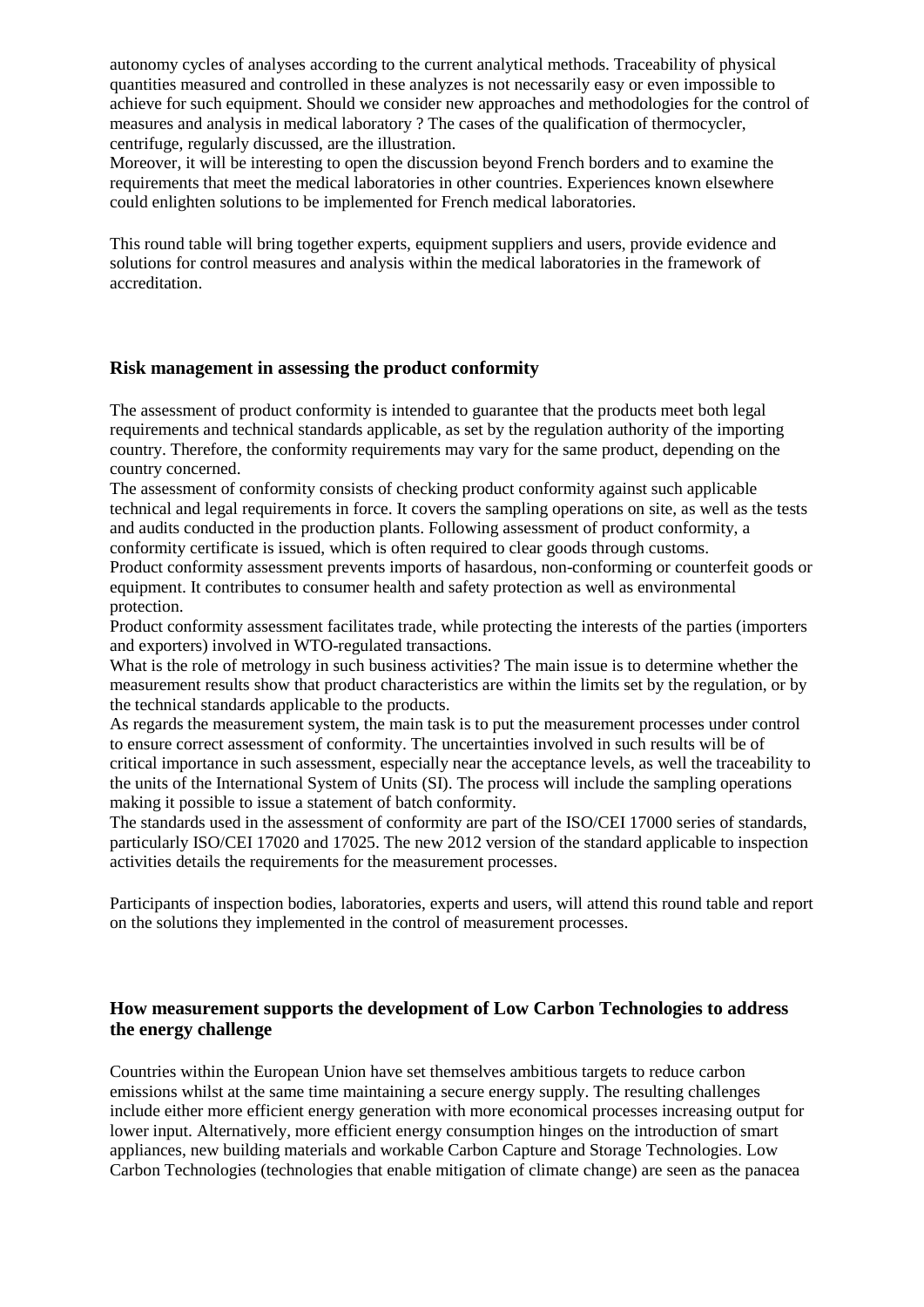autonomy cycles of analyses according to the current analytical methods. Traceability of physical quantities measured and controlled in these analyzes is not necessarily easy or even impossible to achieve for such equipment. Should we consider new approaches and methodologies for the control of measures and analysis in medical laboratory ? The cases of the qualification of thermocycler, centrifuge, regularly discussed, are the illustration.
Moreover, it will be interesting to open the discussion beyond French borders and to examine the requirements that meet the medical laboratories in other countries. Experiences known elsewhere could enlighten solutions to be implemented for French medical laboratories.

This round table will bring together experts, equipment suppliers and users, provide evidence and solutions for control measures and analysis within the medical laboratories in the framework of accreditation.

### Risk management in assessing the product conformity

The assessment of product conformity is intended to guarantee that the products meet both legal requirements and technical standards applicable, as set by the regulation authority of the importing country. Therefore, the conformity requirements may vary for the same product, depending on the country concerned.
The assessment of conformity consists of checking product conformity against such applicable technical and legal requirements in force. It covers the sampling operations on site, as well as the tests and audits conducted in the production plants. Following assessment of product conformity, a conformity certificate is issued, which is often required to clear goods through customs.
Product conformity assessment prevents imports of hasardous, non-conforming or counterfeit goods or equipment. It contributes to consumer health and safety protection as well as environmental protection.
Product conformity assessment facilitates trade, while protecting the interests of the parties (importers and exporters) involved in WTO-regulated transactions.
What is the role of metrology in such business activities? The main issue is to determine whether the measurement results show that product characteristics are within the limits set by the regulation, or by the technical standards applicable to the products.
As regards the measurement system, the main task is to put the measurement processes under control to ensure correct assessment of conformity. The uncertainties involved in such results will be of critical importance in such assessment, especially near the acceptance levels, as well the traceability to the units of the International System of Units (SI). The process will include the sampling operations making it possible to issue a statement of batch conformity.
The standards used in the assessment of conformity are part of the ISO/CEI 17000 series of standards, particularly ISO/CEI 17020 and 17025. The new 2012 version of the standard applicable to inspection activities details the requirements for the measurement processes.

Participants of inspection bodies, laboratories, experts and users, will attend this round table and report on the solutions they implemented in the control of measurement processes.

### How measurement supports the development of Low Carbon Technologies to address the energy challenge

Countries within the European Union have set themselves ambitious targets to reduce carbon emissions whilst at the same time maintaining a secure energy supply. The resulting challenges include either more efficient energy generation with more economical processes increasing output for lower input. Alternatively, more efficient energy consumption hinges on the introduction of smart appliances, new building materials and workable Carbon Capture and Storage Technologies. Low Carbon Technologies (technologies that enable mitigation of climate change) are seen as the panacea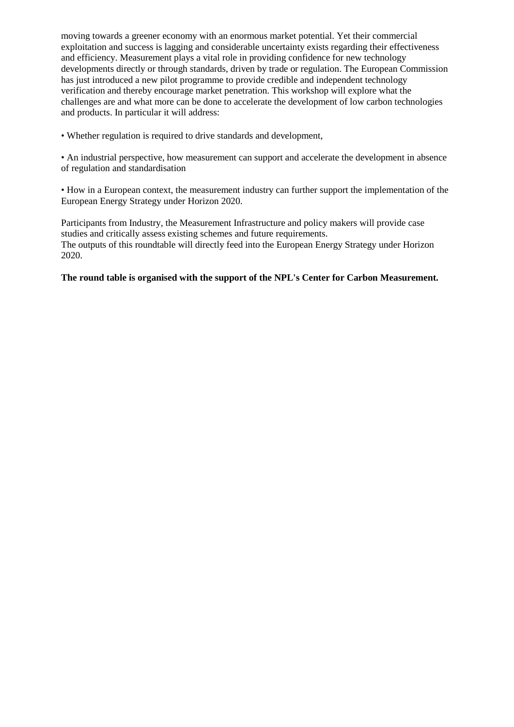moving towards a greener economy with an enormous market potential. Yet their commercial exploitation and success is lagging and considerable uncertainty exists regarding their effectiveness and efficiency. Measurement plays a vital role in providing confidence for new technology developments directly or through standards, driven by trade or regulation. The European Commission has just introduced a new pilot programme to provide credible and independent technology verification and thereby encourage market penetration. This workshop will explore what the challenges are and what more can be done to accelerate the development of low carbon technologies and products. In particular it will address:

• Whether regulation is required to drive standards and development,

• An industrial perspective, how measurement can support and accelerate the development in absence of regulation and standardisation

• How in a European context, the measurement industry can further support the implementation of the European Energy Strategy under Horizon 2020.

Participants from Industry, the Measurement Infrastructure and policy makers will provide case studies and critically assess existing schemes and future requirements.
The outputs of this roundtable will directly feed into the European Energy Strategy under Horizon 2020.

**The round table is organised with the support of the NPL's Center for Carbon Measurement.**